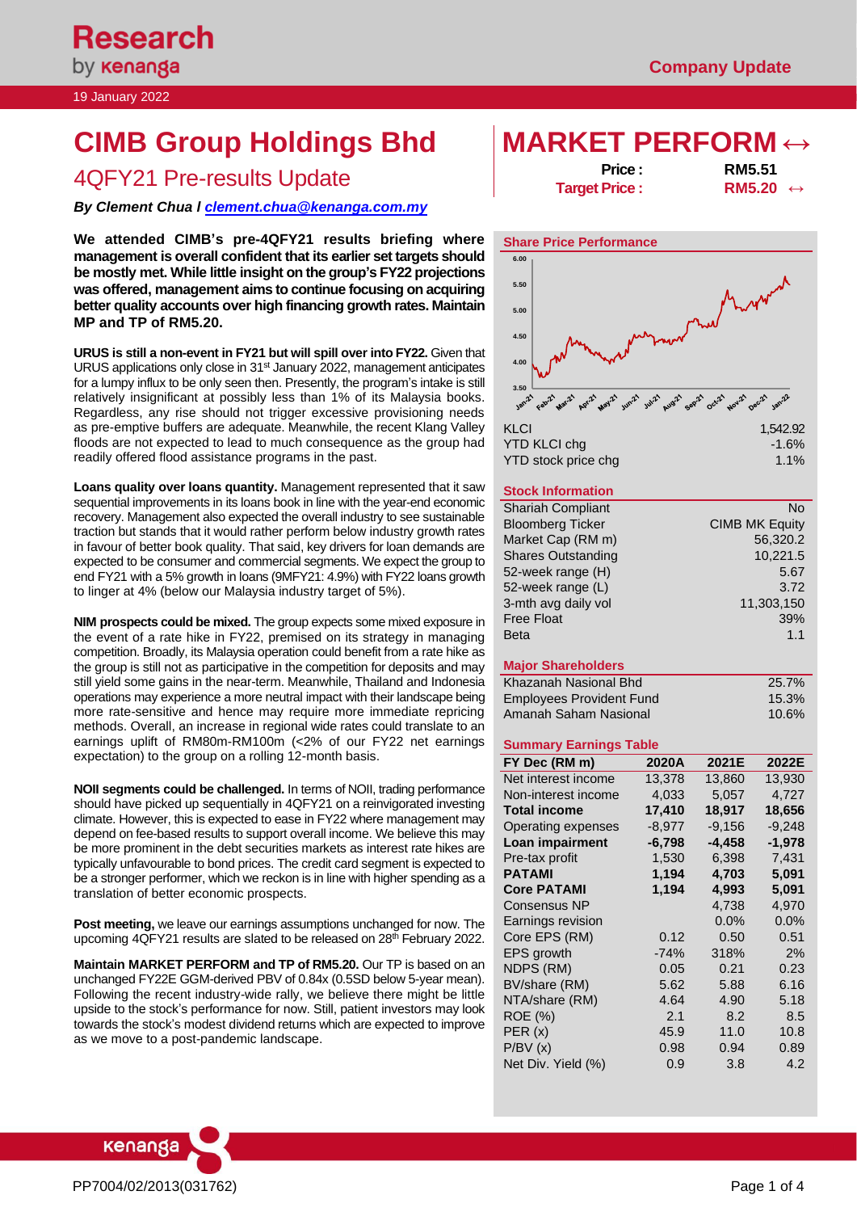Research by kenanga

Company Update

19 January 2022

# CIMB Group Holdings Bhd

## 4QFY21 Pre-results Update

*By Clement Chua I clement.chua@kenanga.com.my*

# MARKET PERFORM ↔

| | |
|---|---|
| **Price :** | **RM5.51** |
| **Target Price :** | **RM5.20** ↔ |

**We attended CIMB's pre-4QFY21 results briefing where management is overall confident that its earlier set targets should be mostly met. While little insight on the group's FY22 projections was offered, management aims to continue focusing on acquiring better quality accounts over high financing growth rates. Maintain MP and TP of RM5.20.**

**URUS is still a non-event in FY21 but will spill over into FY22.** Given that URUS applications only close in 31st January 2022, management anticipates for a lumpy influx to be only seen then. Presently, the program's intake is still relatively insignificant at possibly less than 1% of its Malaysia books. Regardless, any rise should not trigger excessive provisioning needs as pre-emptive buffers are adequate. Meanwhile, the recent Klang Valley floods are not expected to lead to much consequence as the group had readily offered flood assistance programs in the past.

**Loans quality over loans quantity.** Management represented that it saw sequential improvements in its loans book in line with the year-end economic recovery. Management also expected the overall industry to see sustainable traction but stands that it would rather perform below industry growth rates in favour of better book quality. That said, key drivers for loan demands are expected to be consumer and commercial segments. We expect the group to end FY21 with a 5% growth in loans (9MFY21: 4.9%) with FY22 loans growth to linger at 4% (below our Malaysia industry target of 5%).

**NIM prospects could be mixed.** The group expects some mixed exposure in the event of a rate hike in FY22, premised on its strategy in managing competition. Broadly, its Malaysia operation could benefit from a rate hike as the group is still not as participative in the competition for deposits and may still yield some gains in the near-term. Meanwhile, Thailand and Indonesia operations may experience a more neutral impact with their landscape being more rate-sensitive and hence may require more immediate repricing methods. Overall, an increase in regional wide rates could translate to an earnings uplift of RM80m-RM100m (<2% of our FY22 net earnings expectation) to the group on a rolling 12-month basis.

**NOII segments could be challenged.** In terms of NOII, trading performance should have picked up sequentially in 4QFY21 on a reinvigorated investing climate. However, this is expected to ease in FY22 where management may depend on fee-based results to support overall income. We believe this may be more prominent in the debt securities markets as interest rate hikes are typically unfavourable to bond prices. The credit card segment is expected to be a stronger performer, which we reckon is in line with higher spending as a translation of better economic prospects.

**Post meeting,** we leave our earnings assumptions unchanged for now. The upcoming 4QFY21 results are slated to be released on 28th February 2022.

**Maintain MARKET PERFORM and TP of RM5.20.** Our TP is based on an unchanged FY22E GGM-derived PBV of 0.84x (0.5SD below 5-year mean). Following the recent industry-wide rally, we believe there might be little upside to the stock's performance for now. Still, patient investors may look towards the stock's modest dividend returns which are expected to improve as we move to a post-pandemic landscape.

### Share Price Performance

| | |
|---|---|
| KLCI | 1,542.92 |
| YTD KLCI chg | -1.6% |
| YTD stock price chg | 1.1% |

### Stock Information

| | |
|---|---|
| Shariah Compliant | No |
| Bloomberg Ticker | CIMB MK Equity |
| Market Cap (RM m) | 56,320.2 |
| Shares Outstanding | 10,221.5 |
| 52-week range (H) | 5.67 |
| 52-week range (L) | 3.72 |
| 3-mth avg daily vol | 11,303,150 |
| Free Float | 39% |
| Beta | 1.1 |

### Major Shareholders

| | |
|---|---|
| Khazanah Nasional Bhd | 25.7% |
| Employees Provident Fund | 15.3% |
| Amanah Saham Nasional | 10.6% |

### Summary Earnings Table

| FY Dec (RM m) | 2020A | 2021E | 2022E |
|---|---|---|---|
| Net interest income | 13,378 | 13,860 | 13,930 |
| Non-interest income | 4,033 | 5,057 | 4,727 |
| **Total income** | **17,410** | **18,917** | **18,656** |
| Operating expenses | -8,977 | -9,156 | -9,248 |
| **Loan impairment** | **-6,798** | **-4,458** | **-1,978** |
| Pre-tax profit | 1,530 | 6,398 | 7,431 |
| **PATAMI** | **1,194** | **4,703** | **5,091** |
| **Core PATAMI** | **1,194** | **4,993** | **5,091** |
| Consensus NP | | 4,738 | 4,970 |
| Earnings revision | | 0.0% | 0.0% |
| Core EPS (RM) | 0.12 | 0.50 | 0.51 |
| EPS growth | -74% | 318% | 2% |
| NDPS (RM) | 0.05 | 0.21 | 0.23 |
| BV/share (RM) | 5.62 | 5.88 | 6.16 |
| NTA/share (RM) | 4.64 | 4.90 | 5.18 |
| ROE (%) | 2.1 | 8.2 | 8.5 |
| PER (x) | 45.9 | 11.0 | 10.8 |
| P/BV (x) | 0.98 | 0.94 | 0.89 |
| Net Div. Yield (%) | 0.9 | 3.8 | 4.2 |

PP7004/02/2013(031762)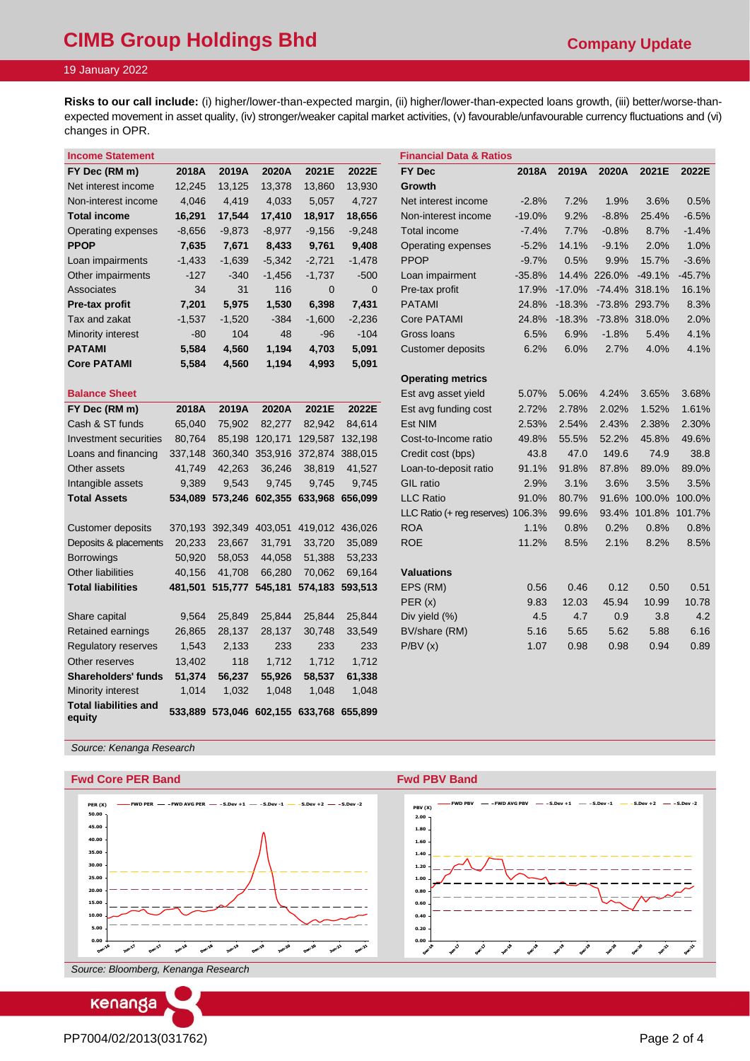**Risks to our call include:** (i) higher/lower-than-expected margin, (ii) higher/lower-than-expected loans growth, (iii) better/worse-than-expected movement in asset quality, (iv) stronger/weaker capital market activities, (v) favourable/unfavourable currency fluctuations and (vi) changes in OPR.

## Income Statement

| FY Dec (RM m) | 2018A | 2019A | 2020A | 2021E | 2022E |
|---|---|---|---|---|---|
| Net interest income | 12,245 | 13,125 | 13,378 | 13,860 | 13,930 |
| Non-interest income | 4,046 | 4,419 | 4,033 | 5,057 | 4,727 |
| **Total income** | **16,291** | **17,544** | **17,410** | **18,917** | **18,656** |
| Operating expenses | -8,656 | -9,873 | -8,977 | -9,156 | -9,248 |
| **PPOP** | **7,635** | **7,671** | **8,433** | **9,761** | **9,408** |
| Loan impairments | -1,433 | -1,639 | -5,342 | -2,721 | -1,478 |
| Other impairments | -127 | -340 | -1,456 | -1,737 | -500 |
| Associates | 34 | 31 | 116 | 0 | 0 |
| **Pre-tax profit** | **7,201** | **5,975** | **1,530** | **6,398** | **7,431** |
| Tax and zakat | -1,537 | -1,520 | -384 | -1,600 | -2,236 |
| Minority interest | -80 | 104 | 48 | -96 | -104 |
| **PATAMI** | **5,584** | **4,560** | **1,194** | **4,703** | **5,091** |
| **Core PATAMI** | **5,584** | **4,560** | **1,194** | **4,993** | **5,091** |

## Balance Sheet

| FY Dec (RM m) | 2018A | 2019A | 2020A | 2021E | 2022E |
|---|---|---|---|---|---|
| Cash & ST funds | 65,040 | 75,902 | 82,277 | 82,942 | 84,614 |
| Investment securities | 80,764 | 85,198 | 120,171 | 129,587 | 132,198 |
| Loans and financing | 337,148 | 360,340 | 353,916 | 372,874 | 388,015 |
| Other assets | 41,749 | 42,263 | 36,246 | 38,819 | 41,527 |
| Intangible assets | 9,389 | 9,543 | 9,745 | 9,745 | 9,745 |
| **Total Assets** | **534,089** | **573,246** | **602,355** | **633,968** | **656,099** |
| | | | | | |
| Customer deposits | 370,193 | 392,349 | 403,051 | 419,012 | 436,026 |
| Deposits & placements | 20,233 | 23,667 | 31,791 | 33,720 | 35,089 |
| Borrowings | 50,920 | 58,053 | 44,058 | 51,388 | 53,233 |
| Other liabilities | 40,156 | 41,708 | 66,280 | 70,062 | 69,164 |
| **Total liabilities** | **481,501** | **515,777** | **545,181** | **574,183** | **593,513** |
| | | | | | |
| Share capital | 9,564 | 25,849 | 25,844 | 25,844 | 25,844 |
| Retained earnings | 26,865 | 28,137 | 28,137 | 30,748 | 33,549 |
| Regulatory reserves | 1,543 | 2,133 | 233 | 233 | 233 |
| Other reserves | 13,402 | 118 | 1,712 | 1,712 | 1,712 |
| **Shareholders' funds** | **51,374** | **56,237** | **55,926** | **58,537** | **61,338** |
| Minority interest | 1,014 | 1,032 | 1,048 | 1,048 | 1,048 |
| **Total liabilities and equity** | **533,889** | **573,046** | **602,155** | **633,768** | **655,899** |

## Financial Data & Ratios

| FY Dec | 2018A | 2019A | 2020A | 2021E | 2022E |
|---|---|---|---|---|---|
| **Growth** | | | | | |
| Net interest income | -2.8% | 7.2% | 1.9% | 3.6% | 0.5% |
| Non-interest income | -19.0% | 9.2% | -8.8% | 25.4% | -6.5% |
| Total income | -7.4% | 7.7% | -0.8% | 8.7% | -1.4% |
| Operating expenses | -5.2% | 14.1% | -9.1% | 2.0% | 1.0% |
| PPOP | -9.7% | 0.5% | 9.9% | 15.7% | -3.6% |
| Loan impairment | -35.8% | 14.4% | 226.0% | -49.1% | -45.7% |
| Pre-tax profit | 17.9% | -17.0% | -74.4% | 318.1% | 16.1% |
| PATAMI | 24.8% | -18.3% | -73.8% | 293.7% | 8.3% |
| Core PATAMI | 24.8% | -18.3% | -73.8% | 318.0% | 2.0% |
| Gross loans | 6.5% | 6.9% | -1.8% | 5.4% | 4.1% |
| Customer deposits | 6.2% | 6.0% | 2.7% | 4.0% | 4.1% |
| | | | | | |
| **Operating metrics** | | | | | |
| Est avg asset yield | 5.07% | 5.06% | 4.24% | 3.65% | 3.68% |
| Est avg funding cost | 2.72% | 2.78% | 2.02% | 1.52% | 1.61% |
| Est NIM | 2.53% | 2.54% | 2.43% | 2.38% | 2.30% |
| Cost-to-Income ratio | 49.8% | 55.5% | 52.2% | 45.8% | 49.6% |
| Credit cost (bps) | 43.8 | 47.0 | 149.6 | 74.9 | 38.8 |
| Loan-to-deposit ratio | 91.1% | 91.8% | 87.8% | 89.0% | 89.0% |
| GIL ratio | 2.9% | 3.1% | 3.6% | 3.5% | 3.5% |
| LLC Ratio | 91.0% | 80.7% | 91.6% | 100.0% | 100.0% |
| LLC Ratio (+ reg reserves) | 106.3% | 99.6% | 93.4% | 101.8% | 101.7% |
| ROA | 1.1% | 0.8% | 0.2% | 0.8% | 0.8% |
| ROE | 11.2% | 8.5% | 2.1% | 8.2% | 8.5% |
| | | | | | |
| **Valuations** | | | | | |
| EPS (RM) | 0.56 | 0.46 | 0.12 | 0.50 | 0.51 |
| PER (x) | 9.83 | 12.03 | 45.94 | 10.99 | 10.78 |
| Div yield (%) | 4.5 | 4.7 | 0.9 | 3.8 | 4.2 |
| BV/share (RM) | 5.16 | 5.65 | 5.62 | 5.88 | 6.16 |
| P/BV (x) | 1.07 | 0.98 | 0.98 | 0.94 | 0.89 |

*Source: Kenanga Research*

## Fwd Core PER Band

## Fwd PBV Band

*Source: Bloomberg, Kenanga Research*

PP7004/02/2013(031762)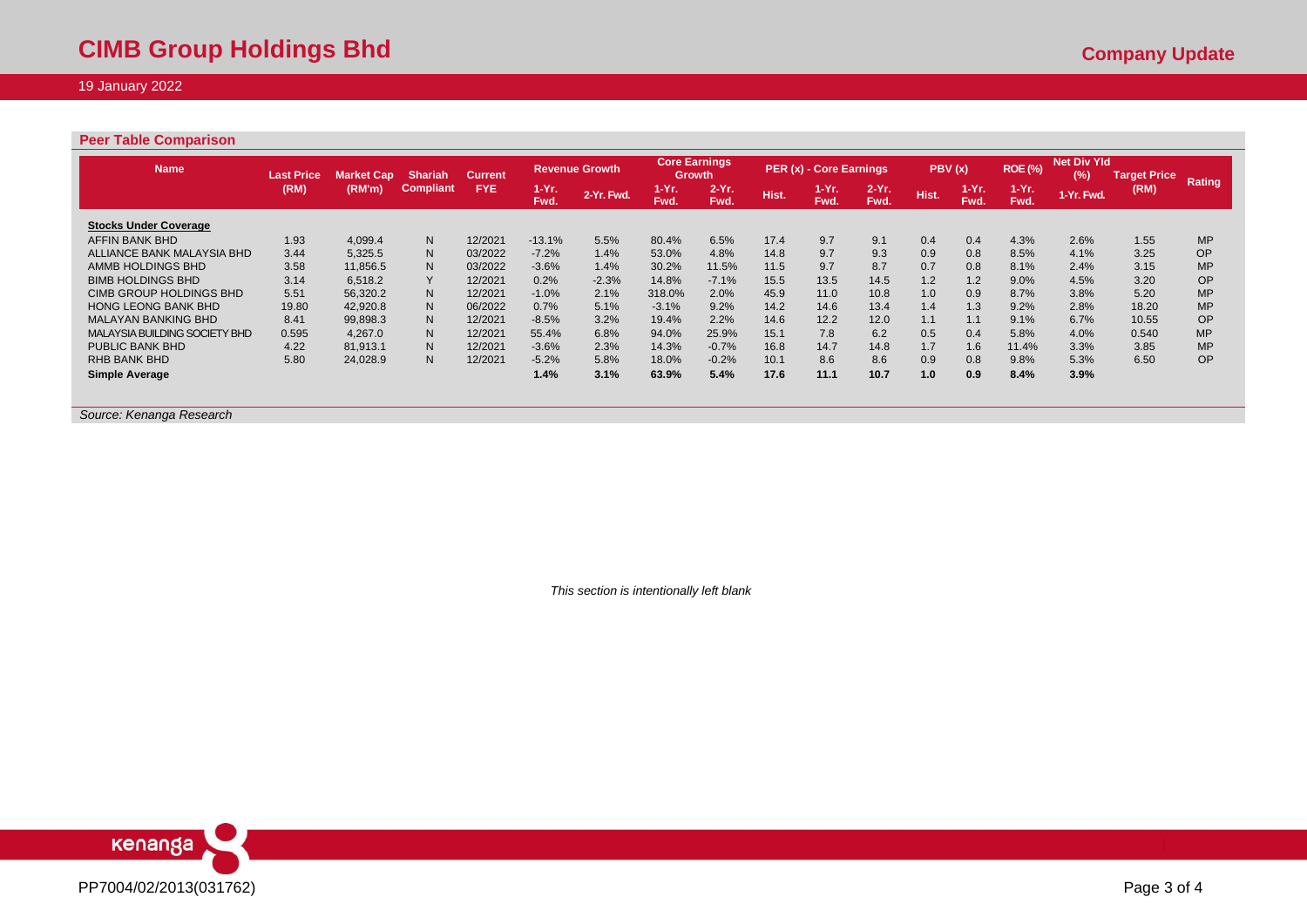## Peer Table Comparison

| Name | Last Price (RM) | Market Cap (RM'm) | Shariah Compliant | Current FYE | Revenue Growth | | Core Earnings Growth | | PER (x) - Core Earnings | | | PBV (x) | | ROE (%) | Net Div Yld (%) | Target Price (RM) | Rating |
|---|---|---|---|---|---|---|---|---|---|---|---|---|---|---|---|---|---|
| | | | | | 1-Yr. Fwd. | 2-Yr. Fwd. | 1-Yr. Fwd. | 2-Yr. Fwd. | Hist. | 1-Yr. Fwd. | 2-Yr. Fwd. | Hist. | 1-Yr. Fwd. | 1-Yr. Fwd. | 1-Yr. Fwd. | | |
| **Stocks Under Coverage** | | | | | | | | | | | | | | | | | |
| AFFIN BANK BHD | 1.93 | 4,099.4 | N | 12/2021 | -13.1% | 5.5% | 80.4% | 6.5% | 17.4 | 9.7 | 9.1 | 0.4 | 0.4 | 4.3% | 2.6% | 1.55 | MP |
| ALLIANCE BANK MALAYSIA BHD | 3.44 | 5,325.5 | N | 03/2022 | -7.2% | 1.4% | 53.0% | 4.8% | 14.8 | 9.7 | 9.3 | 0.9 | 0.8 | 8.5% | 4.1% | 3.25 | OP |
| AMMB HOLDINGS BHD | 3.58 | 11,856.5 | N | 03/2022 | -3.6% | 1.4% | 30.2% | 11.5% | 11.5 | 9.7 | 8.7 | 0.7 | 0.8 | 8.1% | 2.4% | 3.15 | MP |
| BIMB HOLDINGS BHD | 3.14 | 6,518.2 | Y | 12/2021 | 0.2% | -2.3% | 14.8% | -7.1% | 15.5 | 13.5 | 14.5 | 1.2 | 1.2 | 9.0% | 4.5% | 3.20 | OP |
| CIMB GROUP HOLDINGS BHD | 5.51 | 56,320.2 | N | 12/2021 | -1.0% | 2.1% | 318.0% | 2.0% | 45.9 | 11.0 | 10.8 | 1.0 | 0.9 | 8.7% | 3.8% | 5.20 | MP |
| HONG LEONG BANK BHD | 19.80 | 42,920.8 | N | 06/2022 | 0.7% | 5.1% | -3.1% | 9.2% | 14.2 | 14.6 | 13.4 | 1.4 | 1.3 | 9.2% | 2.8% | 18.20 | MP |
| MALAYAN BANKING BHD | 8.41 | 99,898.3 | N | 12/2021 | -8.5% | 3.2% | 19.4% | 2.2% | 14.6 | 12.2 | 12.0 | 1.1 | 1.1 | 9.1% | 6.7% | 10.55 | OP |
| MALAYSIA BUILDING SOCIETY BHD | 0.595 | 4,267.0 | N | 12/2021 | 55.4% | 6.8% | 94.0% | 25.9% | 15.1 | 7.8 | 6.2 | 0.5 | 0.4 | 5.8% | 4.0% | 0.540 | MP |
| PUBLIC BANK BHD | 4.22 | 81,913.1 | N | 12/2021 | -3.6% | 2.3% | 14.3% | -0.7% | 16.8 | 14.7 | 14.8 | 1.7 | 1.6 | 11.4% | 3.3% | 3.85 | MP |
| RHB BANK BHD | 5.80 | 24,028.9 | N | 12/2021 | -5.2% | 5.8% | 18.0% | -0.2% | 10.1 | 8.6 | 8.6 | 0.9 | 0.8 | 9.8% | 5.3% | 6.50 | OP |
| **Simple Average** | | | | | **1.4%** | **3.1%** | **63.9%** | **5.4%** | **17.6** | **11.1** | **10.7** | **1.0** | **0.9** | **8.4%** | **3.9%** | | |

*Source: Kenanga Research*

*This section is intentionally left blank*

PP7004/02/2013(031762)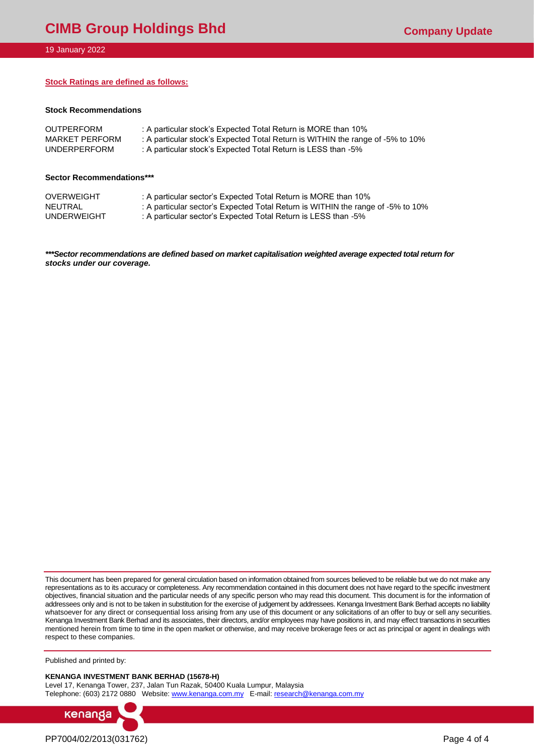**Stock Ratings are defined as follows:**

**Stock Recommendations**

| | |
|---|---|
| OUTPERFORM | : A particular stock's Expected Total Return is MORE than 10% |
| MARKET PERFORM | : A particular stock's Expected Total Return is WITHIN the range of -5% to 10% |
| UNDERPERFORM | : A particular stock's Expected Total Return is LESS than -5% |

**Sector Recommendations*****

| | |
|---|---|
| OVERWEIGHT | : A particular sector's Expected Total Return is MORE than 10% |
| NEUTRAL | : A particular sector's Expected Total Return is WITHIN the range of -5% to 10% |
| UNDERWEIGHT | : A particular sector's Expected Total Return is LESS than -5% |

***\*\*\*Sector recommendations are defined based on market capitalisation weighted average expected total return for stocks under our coverage.***

This document has been prepared for general circulation based on information obtained from sources believed to be reliable but we do not make any representations as to its accuracy or completeness. Any recommendation contained in this document does not have regard to the specific investment objectives, financial situation and the particular needs of any specific person who may read this document. This document is for the information of addressees only and is not to be taken in substitution for the exercise of judgement by addressees. Kenanga Investment Bank Berhad accepts no liability whatsoever for any direct or consequential loss arising from any use of this document or any solicitations of an offer to buy or sell any securities. Kenanga Investment Bank Berhad and its associates, their directors, and/or employees may have positions in, and may effect transactions in securities mentioned herein from time to time in the open market or otherwise, and may receive brokerage fees or act as principal or agent in dealings with respect to these companies.

Published and printed by:

**KENANGA INVESTMENT BANK BERHAD (15678-H)**
Level 17, Kenanga Tower, 237, Jalan Tun Razak, 50400 Kuala Lumpur, Malaysia
Telephone: (603) 2172 0880 Website: www.kenanga.com.my E-mail: research@kenanga.com.my

PP7004/02/2013(031762)